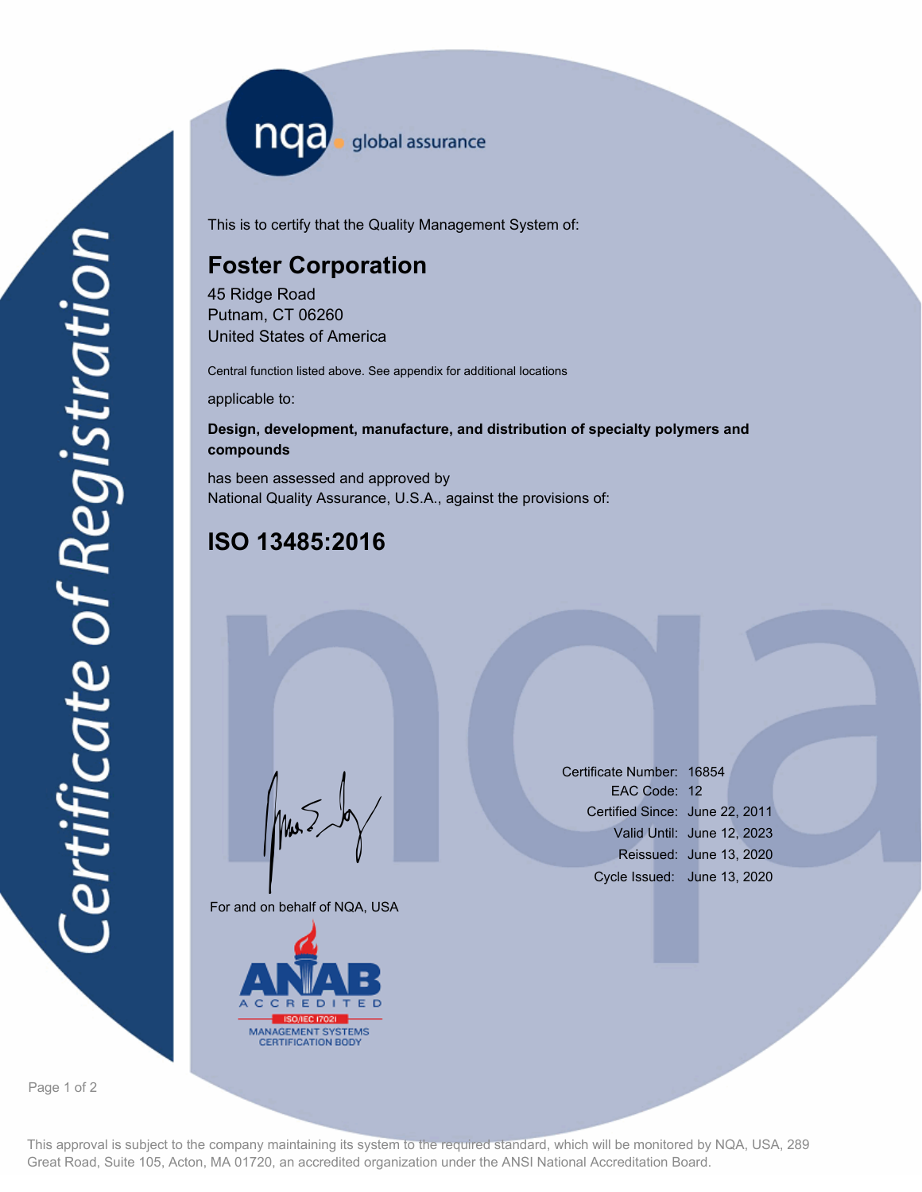# Certificate of Registration

nqa global assurance

This is to certify that the Quality Management System of:

## Foster Corporation

45 Ridge Road
Putnam, CT 06260
United States of America

Central function listed above. See appendix for additional locations

applicable to:

**Design, development, manufacture, and distribution of specialty polymers and compounds**

has been assessed and approved by
National Quality Assurance, U.S.A., against the provisions of:

## ISO 13485:2016

For and on behalf of NQA, USA

ANAB ACCREDITED ISO/IEC 17021 MANAGEMENT SYSTEMS CERTIFICATION BODY

Certificate Number: 16854
EAC Code: 12
Certified Since: June 22, 2011
Valid Until: June 12, 2023
Reissued: June 13, 2020
Cycle Issued: June 13, 2020

This approval is subject to the company maintaining its system to the required standard, which will be monitored by NQA, USA, 289 Great Road, Suite 105, Acton, MA 01720, an accredited organization under the ANSI National Accreditation Board.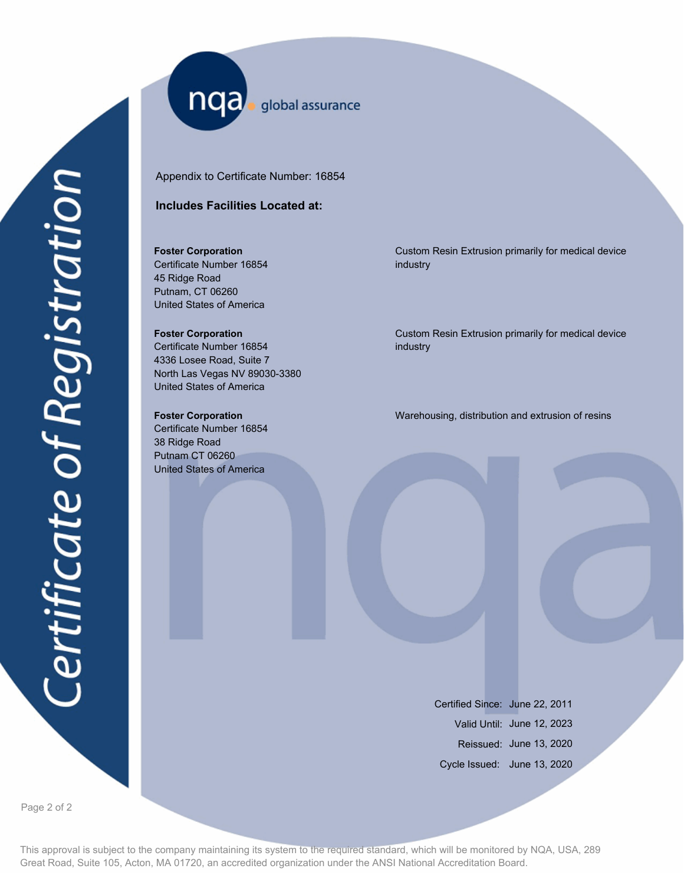nqa global assurance

Certificate of Registration

Appendix to Certificate Number: 16854

**Includes Facilities Located at:**

| | |
|---|---|
| **Foster Corporation**<br>Certificate Number 16854<br>45 Ridge Road<br>Putnam, CT 06260<br>United States of America | Custom Resin Extrusion primarily for medical device industry |
| **Foster Corporation**<br>Certificate Number 16854<br>4336 Losee Road, Suite 7<br>North Las Vegas NV 89030-3380<br>United States of America | Custom Resin Extrusion primarily for medical device industry |
| **Foster Corporation**<br>Certificate Number 16854<br>38 Ridge Road<br>Putnam CT 06260<br>United States of America | Warehousing, distribution and extrusion of resins |

Certified Since: June 22, 2011
Valid Until: June 12, 2023
Reissued: June 13, 2020
Cycle Issued: June 13, 2020

This approval is subject to the company maintaining its system to the required standard, which will be monitored by NQA, USA, 289 Great Road, Suite 105, Acton, MA 01720, an accredited organization under the ANSI National Accreditation Board.